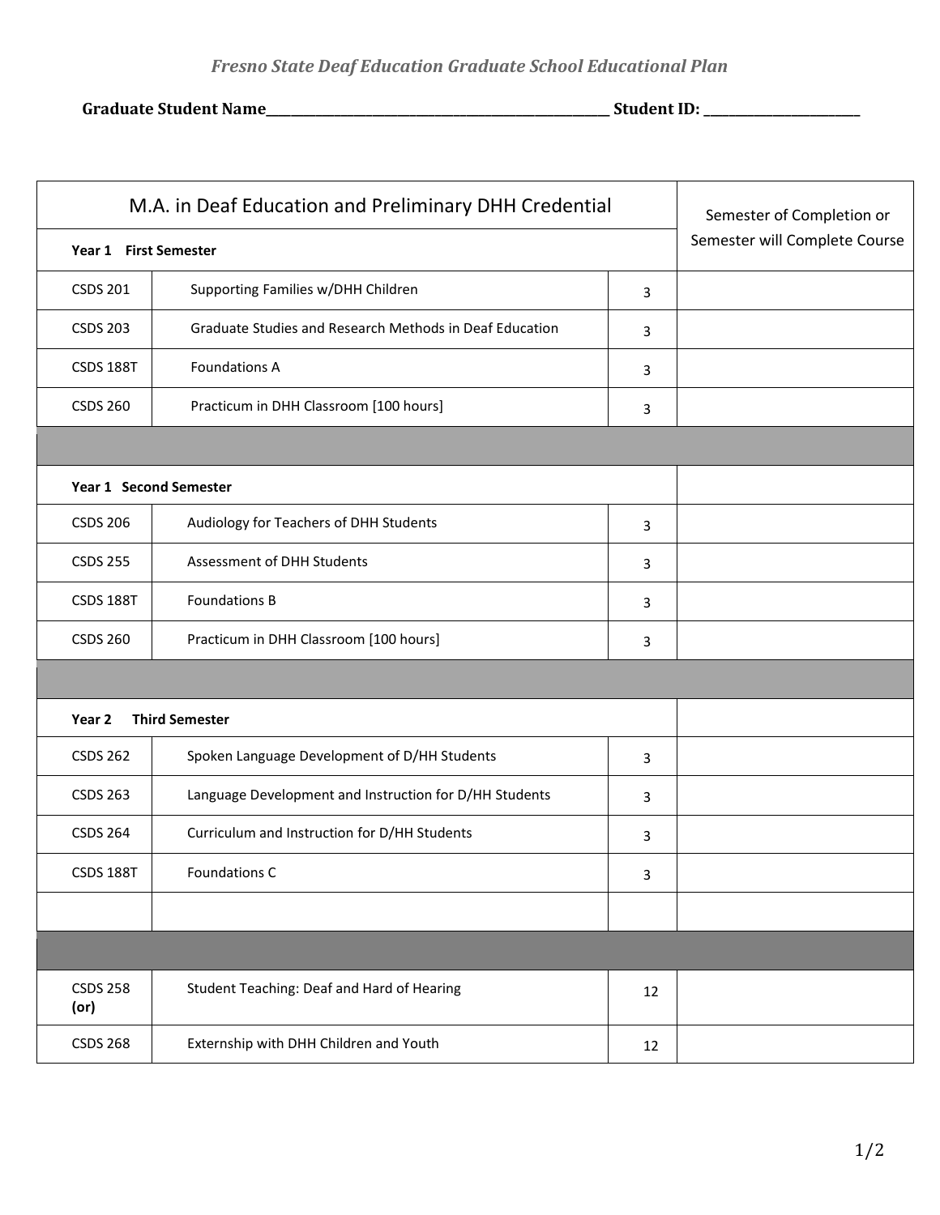*Fresno State Deaf Education Graduate School Educational Plan*

**Graduate Student Name**\_\_\_\_\_\_\_\_\_\_\_\_\_\_\_\_\_\_\_\_\_\_\_\_\_\_\_\_\_\_\_\_\_\_\_\_\_\_\_\_\_\_\_\_\_\_\_\_ **Student ID:** \_\_\_\_\_\_\_\_\_\_\_\_\_\_\_\_\_\_\_\_\_\_

| M.A. in Deaf Education and Preliminary DHH Credential | | | Semester of Completion or Semester will Complete Course |
|---|---|---|---|
| **Year 1 First Semester** | | | |
| CSDS 201 | Supporting Families w/DHH Children | 3 | |
| CSDS 203 | Graduate Studies and Research Methods in Deaf Education | 3 | |
| CSDS 188T | Foundations A | 3 | |
| CSDS 260 | Practicum in DHH Classroom [100 hours] | 3 | |
| | | | |
| **Year 1 Second Semester** | | | |
| CSDS 206 | Audiology for Teachers of DHH Students | 3 | |
| CSDS 255 | Assessment of DHH Students | 3 | |
| CSDS 188T | Foundations B | 3 | |
| CSDS 260 | Practicum in DHH Classroom [100 hours] | 3 | |
| | | | |
| **Year 2 Third Semester** | | | |
| CSDS 262 | Spoken Language Development of D/HH Students | 3 | |
| CSDS 263 | Language Development and Instruction for D/HH Students | 3 | |
| CSDS 264 | Curriculum and Instruction for D/HH Students | 3 | |
| CSDS 188T | Foundations C | 3 | |
| | | | |
| | | | |
| CSDS 258 **(or)** | Student Teaching: Deaf and Hard of Hearing | 12 | |
| CSDS 268 | Externship with DHH Children and Youth | 12 | |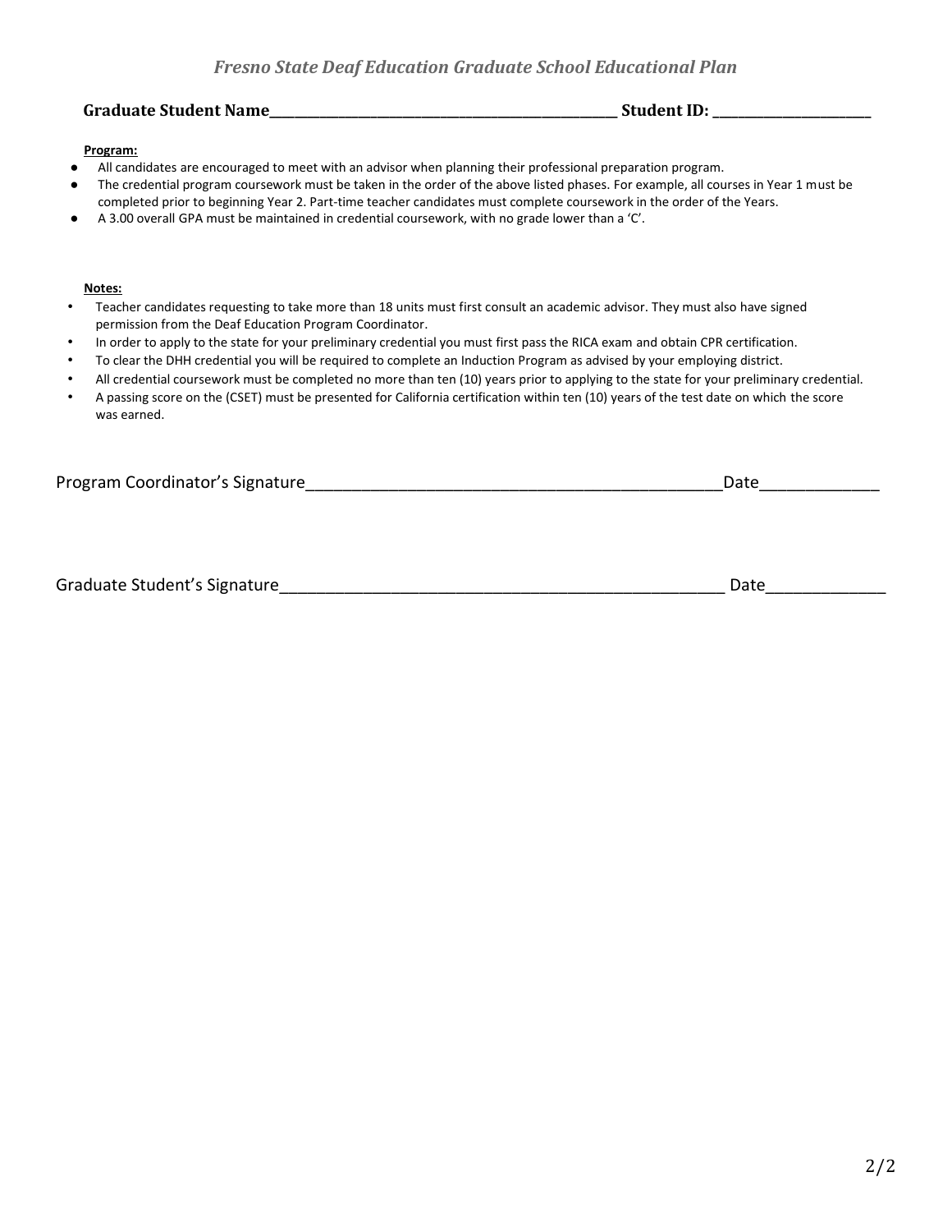*Fresno State Deaf Education Graduate School Educational Plan*

**Graduate Student Name**\_\_\_\_\_\_\_\_\_\_\_\_\_\_\_\_\_\_\_\_\_\_\_\_\_\_\_\_\_\_\_\_\_\_\_\_\_\_\_\_\_\_\_\_\_\_\_\_ **Student ID:** \_\_\_\_\_\_\_\_\_\_\_\_\_\_\_\_\_\_\_\_\_\_\_

**Program:**

- All candidates are encouraged to meet with an advisor when planning their professional preparation program.
- The credential program coursework must be taken in the order of the above listed phases. For example, all courses in Year 1 must be completed prior to beginning Year 2. Part-time teacher candidates must complete coursework in the order of the Years.
- A 3.00 overall GPA must be maintained in credential coursework, with no grade lower than a 'C'.

**Notes:**

- Teacher candidates requesting to take more than 18 units must first consult an academic advisor. They must also have signed permission from the Deaf Education Program Coordinator.
- In order to apply to the state for your preliminary credential you must first pass the RICA exam and obtain CPR certification.
- To clear the DHH credential you will be required to complete an Induction Program as advised by your employing district.
- All credential coursework must be completed no more than ten (10) years prior to applying to the state for your preliminary credential.
- A passing score on the (CSET) must be presented for California certification within ten (10) years of the test date on which the score was earned.

Program Coordinator's Signature\_\_\_\_\_\_\_\_\_\_\_\_\_\_\_\_\_\_\_\_\_\_\_\_\_\_\_\_\_\_\_\_\_\_\_\_\_\_\_\_\_\_\_\_\_\_\_\_\_\_\_Date\_\_\_\_\_\_\_\_\_\_\_\_\_\_

Graduate Student's Signature\_\_\_\_\_\_\_\_\_\_\_\_\_\_\_\_\_\_\_\_\_\_\_\_\_\_\_\_\_\_\_\_\_\_\_\_\_\_\_\_\_\_\_\_\_\_\_\_\_\_\_\_\_ Date\_\_\_\_\_\_\_\_\_\_\_\_\_\_